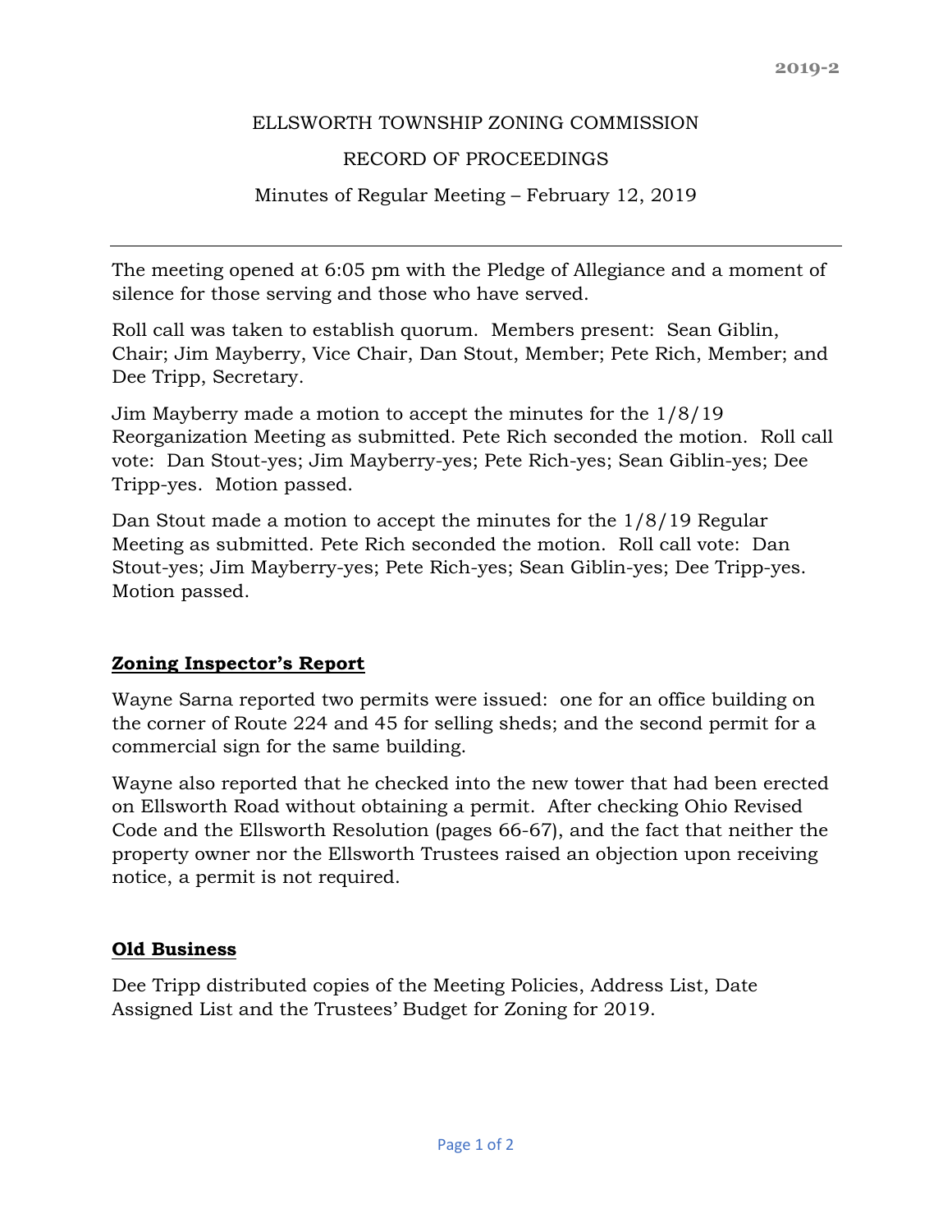ELLSWORTH TOWNSHIP ZONING COMMISSION

RECORD OF PROCEEDINGS

Minutes of Regular Meeting – February 12, 2019

---

The meeting opened at 6:05 pm with the Pledge of Allegiance and a moment of silence for those serving and those who have served.

Roll call was taken to establish quorum. Members present: Sean Giblin, Chair; Jim Mayberry, Vice Chair, Dan Stout, Member; Pete Rich, Member; and Dee Tripp, Secretary.

Jim Mayberry made a motion to accept the minutes for the 1/8/19 Reorganization Meeting as submitted. Pete Rich seconded the motion. Roll call vote: Dan Stout-yes; Jim Mayberry-yes; Pete Rich-yes; Sean Giblin-yes; Dee Tripp-yes. Motion passed.

Dan Stout made a motion to accept the minutes for the 1/8/19 Regular Meeting as submitted. Pete Rich seconded the motion. Roll call vote: Dan Stout-yes; Jim Mayberry-yes; Pete Rich-yes; Sean Giblin-yes; Dee Tripp-yes. Motion passed.

## Zoning Inspector's Report

Wayne Sarna reported two permits were issued: one for an office building on the corner of Route 224 and 45 for selling sheds; and the second permit for a commercial sign for the same building.

Wayne also reported that he checked into the new tower that had been erected on Ellsworth Road without obtaining a permit. After checking Ohio Revised Code and the Ellsworth Resolution (pages 66-67), and the fact that neither the property owner nor the Ellsworth Trustees raised an objection upon receiving notice, a permit is not required.

## Old Business

Dee Tripp distributed copies of the Meeting Policies, Address List, Date Assigned List and the Trustees' Budget for Zoning for 2019.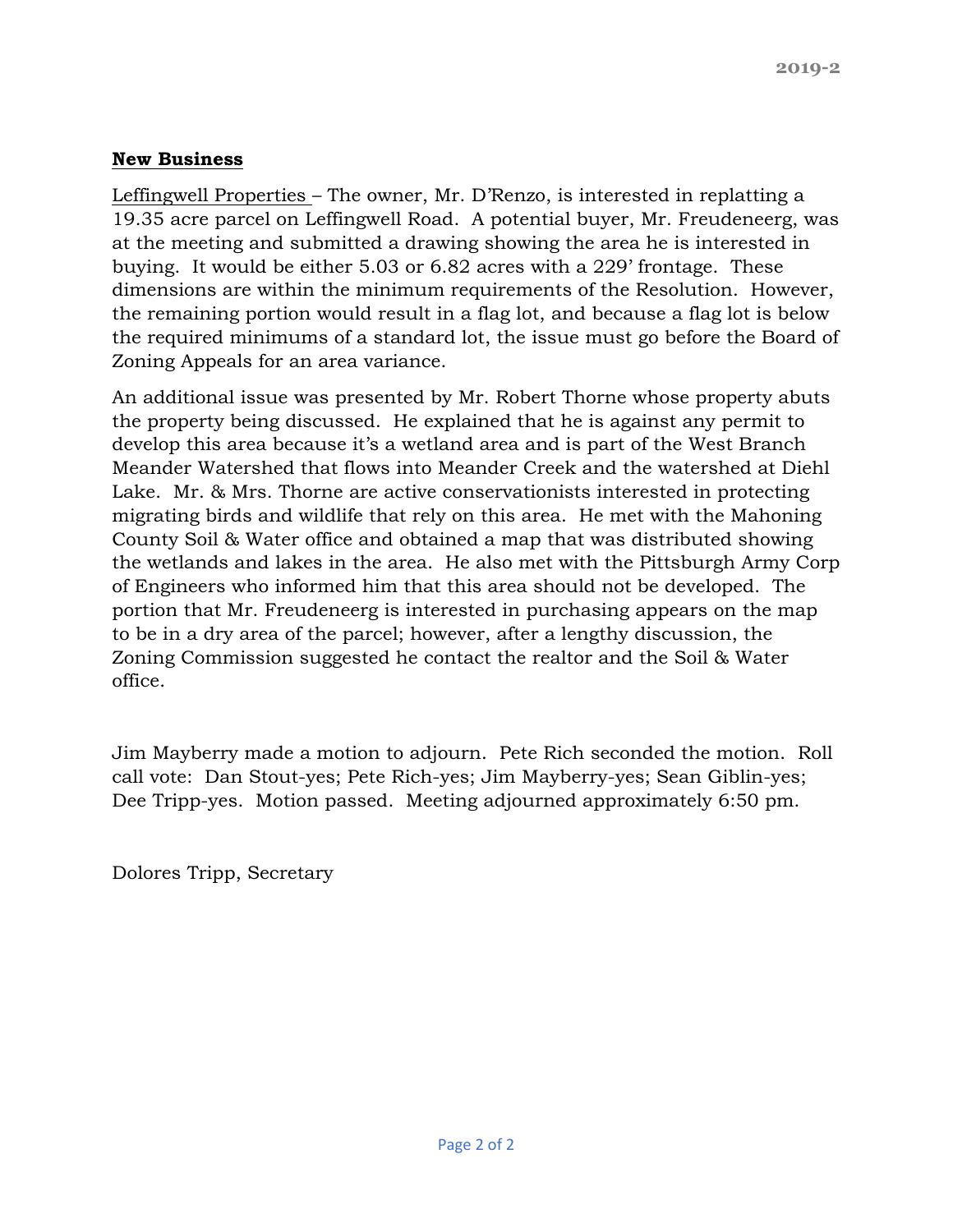## New Business

Leffingwell Properties – The owner, Mr. D'Renzo, is interested in replatting a 19.35 acre parcel on Leffingwell Road. A potential buyer, Mr. Freudeneerg, was at the meeting and submitted a drawing showing the area he is interested in buying. It would be either 5.03 or 6.82 acres with a 229' frontage. These dimensions are within the minimum requirements of the Resolution. However, the remaining portion would result in a flag lot, and because a flag lot is below the required minimums of a standard lot, the issue must go before the Board of Zoning Appeals for an area variance.

An additional issue was presented by Mr. Robert Thorne whose property abuts the property being discussed. He explained that he is against any permit to develop this area because it's a wetland area and is part of the West Branch Meander Watershed that flows into Meander Creek and the watershed at Diehl Lake. Mr. & Mrs. Thorne are active conservationists interested in protecting migrating birds and wildlife that rely on this area. He met with the Mahoning County Soil & Water office and obtained a map that was distributed showing the wetlands and lakes in the area. He also met with the Pittsburgh Army Corp of Engineers who informed him that this area should not be developed. The portion that Mr. Freudeneerg is interested in purchasing appears on the map to be in a dry area of the parcel; however, after a lengthy discussion, the Zoning Commission suggested he contact the realtor and the Soil & Water office.

Jim Mayberry made a motion to adjourn. Pete Rich seconded the motion. Roll call vote: Dan Stout-yes; Pete Rich-yes; Jim Mayberry-yes; Sean Giblin-yes; Dee Tripp-yes. Motion passed. Meeting adjourned approximately 6:50 pm.

Dolores Tripp, Secretary